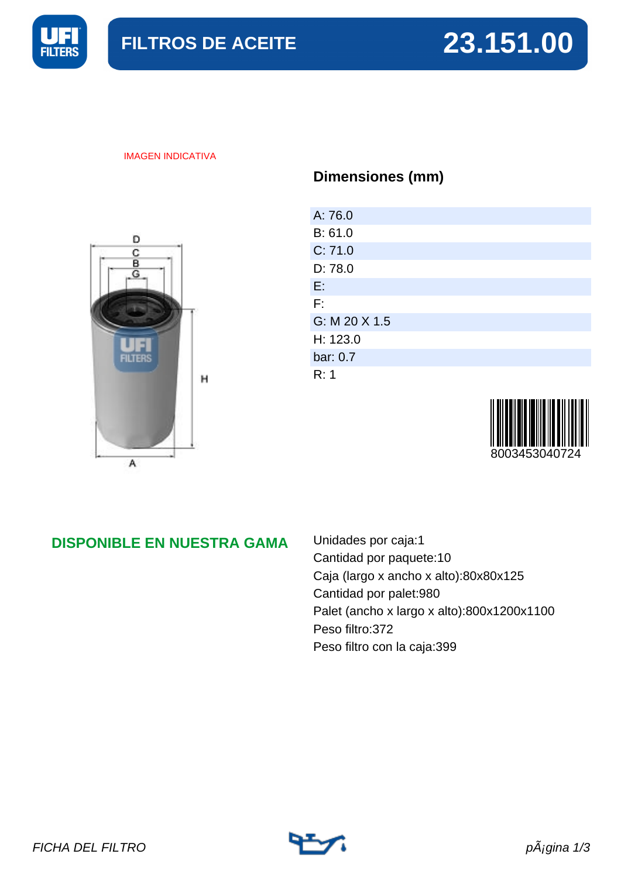# FILTROS DE ACEITE 23.151.00

IMAGEN INDICATIVA

## Dimensiones (mm)

A: 76.0
B: 61.0
C: 71.0
D: 78.0
E:
F:
G: M 20 X 1.5
H: 123.0
bar: 0.7
R: 1

8003453040724

## DISPONIBLE EN NUESTRA GAMA

Unidades por caja:1
Cantidad por paquete:10
Caja (largo x ancho x alto):80x80x125
Cantidad por palet:980
Palet (ancho x largo x alto):800x1200x1100
Peso filtro:372
Peso filtro con la caja:399

*FICHA DEL FILTRO*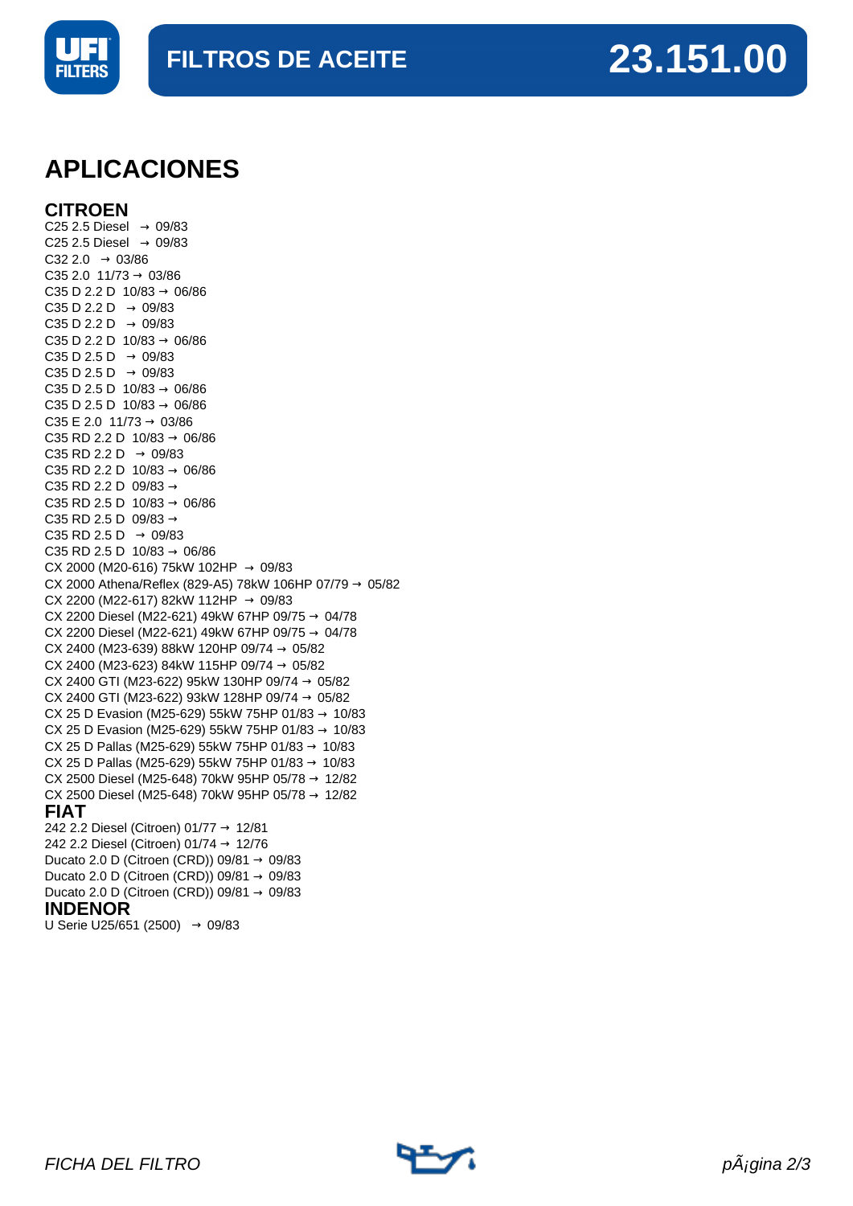FILTROS DE ACEITE **23.151.00**

# APLICACIONES

## CITROEN

C25 2.5 Diesel → 09/83
C25 2.5 Diesel → 09/83
C32 2.0 → 03/86
C35 2.0 11/73 → 03/86
C35 D 2.2 D 10/83 → 06/86
C35 D 2.2 D → 09/83
C35 D 2.2 D → 09/83
C35 D 2.2 D 10/83 → 06/86
C35 D 2.5 D → 09/83
C35 D 2.5 D → 09/83
C35 D 2.5 D 10/83 → 06/86
C35 D 2.5 D 10/83 → 06/86
C35 E 2.0 11/73 → 03/86
C35 RD 2.2 D 10/83 → 06/86
C35 RD 2.2 D → 09/83
C35 RD 2.2 D 10/83 → 06/86
C35 RD 2.2 D 09/83 →
C35 RD 2.5 D 10/83 → 06/86
C35 RD 2.5 D 09/83 →
C35 RD 2.5 D → 09/83
C35 RD 2.5 D 10/83 → 06/86
CX 2000 (M20-616) 75kW 102HP → 09/83
CX 2000 Athena/Reflex (829-A5) 78kW 106HP 07/79 → 05/82
CX 2200 (M22-617) 82kW 112HP → 09/83
CX 2200 Diesel (M22-621) 49kW 67HP 09/75 → 04/78
CX 2200 Diesel (M22-621) 49kW 67HP 09/75 → 04/78
CX 2400 (M23-639) 88kW 120HP 09/74 → 05/82
CX 2400 (M23-623) 84kW 115HP 09/74 → 05/82
CX 2400 GTI (M23-622) 95kW 130HP 09/74 → 05/82
CX 2400 GTI (M23-622) 93kW 128HP 09/74 → 05/82
CX 25 D Evasion (M25-629) 55kW 75HP 01/83 → 10/83
CX 25 D Evasion (M25-629) 55kW 75HP 01/83 → 10/83
CX 25 D Pallas (M25-629) 55kW 75HP 01/83 → 10/83
CX 25 D Pallas (M25-629) 55kW 75HP 01/83 → 10/83
CX 2500 Diesel (M25-648) 70kW 95HP 05/78 → 12/82
CX 2500 Diesel (M25-648) 70kW 95HP 05/78 → 12/82

## FIAT

242 2.2 Diesel (Citroen) 01/77 → 12/81
242 2.2 Diesel (Citroen) 01/74 → 12/76
Ducato 2.0 D (Citroen (CRD)) 09/81 → 09/83
Ducato 2.0 D (Citroen (CRD)) 09/81 → 09/83
Ducato 2.0 D (Citroen (CRD)) 09/81 → 09/83

## INDENOR

U Serie U25/651 (2500) → 09/83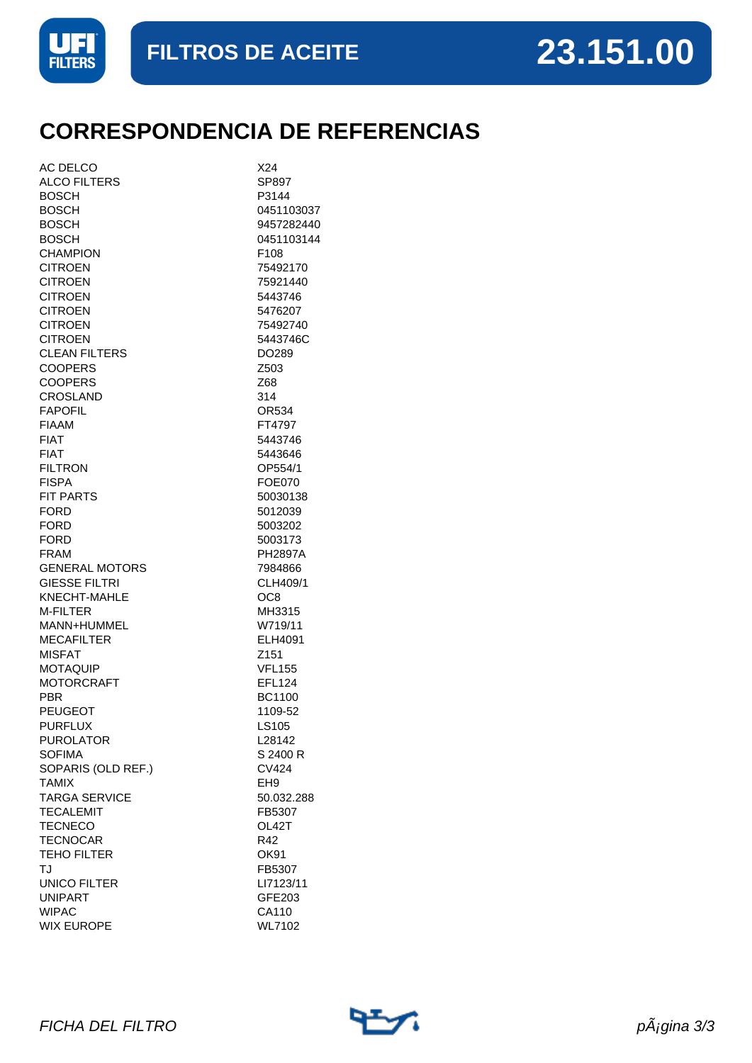# FILTROS DE ACEITE 23.151.00

## CORRESPONDENCIA DE REFERENCIAS

| | |
|---|---|
| AC DELCO | X24 |
| ALCO FILTERS | SP897 |
| BOSCH | P3144 |
| BOSCH | 0451103037 |
| BOSCH | 9457282440 |
| BOSCH | 0451103144 |
| CHAMPION | F108 |
| CITROEN | 75492170 |
| CITROEN | 75921440 |
| CITROEN | 5443746 |
| CITROEN | 5476207 |
| CITROEN | 75492740 |
| CITROEN | 5443746C |
| CLEAN FILTERS | DO289 |
| COOPERS | Z503 |
| COOPERS | Z68 |
| CROSLAND | 314 |
| FAPOFIL | OR534 |
| FIAAM | FT4797 |
| FIAT | 5443746 |
| FIAT | 5443646 |
| FILTRON | OP554/1 |
| FISPA | FOE070 |
| FIT PARTS | 50030138 |
| FORD | 5012039 |
| FORD | 5003202 |
| FORD | 5003173 |
| FRAM | PH2897A |
| GENERAL MOTORS | 7984866 |
| GIESSE FILTRI | CLH409/1 |
| KNECHT-MAHLE | OC8 |
| M-FILTER | MH3315 |
| MANN+HUMMEL | W719/11 |
| MECAFILTER | ELH4091 |
| MISFAT | Z151 |
| MOTAQUIP | VFL155 |
| MOTORCRAFT | EFL124 |
| PBR | BC1100 |
| PEUGEOT | 1109-52 |
| PURFLUX | LS105 |
| PUROLATOR | L28142 |
| SOFIMA | S 2400 R |
| SOPARIS (OLD REF.) | CV424 |
| TAMIX | EH9 |
| TARGA SERVICE | 50.032.288 |
| TECALEMIT | FB5307 |
| TECNECO | OL42T |
| TECNOCAR | R42 |
| TEHO FILTER | OK91 |
| TJ | FB5307 |
| UNICO FILTER | LI7123/11 |
| UNIPART | GFE203 |
| WIPAC | CA110 |
| WIX EUROPE | WL7102 |

*FICHA DEL FILTRO*